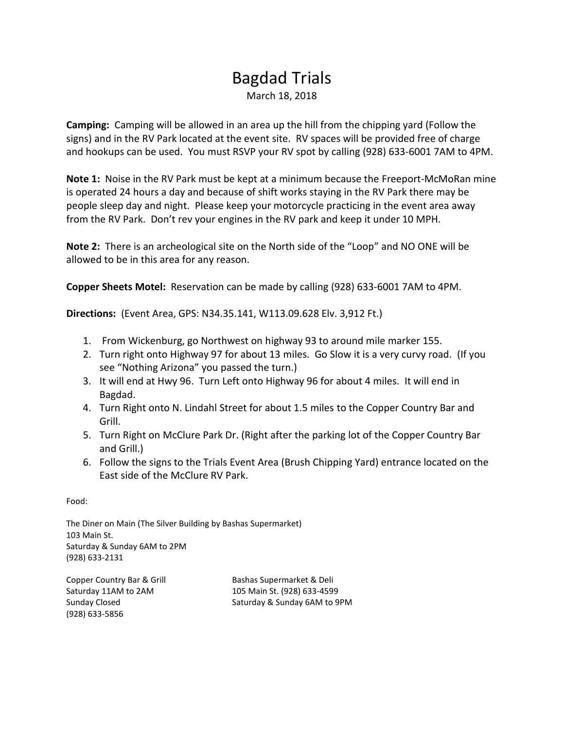# Bagdad Trials

March 18, 2018

**Camping:** Camping will be allowed in an area up the hill from the chipping yard (Follow the signs) and in the RV Park located at the event site. RV spaces will be provided free of charge and hookups can be used. You must RSVP your RV spot by calling (928) 633-6001 7AM to 4PM.

**Note 1:** Noise in the RV Park must be kept at a minimum because the Freeport-McMoRan mine is operated 24 hours a day and because of shift works staying in the RV Park there may be people sleep day and night. Please keep your motorcycle practicing in the event area away from the RV Park. Don't rev your engines in the RV park and keep it under 10 MPH.

**Note 2:** There is an archeological site on the North side of the "Loop" and NO ONE will be allowed to be in this area for any reason.

**Copper Sheets Motel:** Reservation can be made by calling (928) 633-6001 7AM to 4PM.

**Directions:** (Event Area, GPS: N34.35.141, W113.09.628 Elv. 3,912 Ft.)

1. From Wickenburg, go Northwest on highway 93 to around mile marker 155.
2. Turn right onto Highway 97 for about 13 miles. Go Slow it is a very curvy road. (If you see "Nothing Arizona" you passed the turn.)
3. It will end at Hwy 96. Turn Left onto Highway 96 for about 4 miles. It will end in Bagdad.
4. Turn Right onto N. Lindahl Street for about 1.5 miles to the Copper Country Bar and Grill.
5. Turn Right on McClure Park Dr. (Right after the parking lot of the Copper Country Bar and Grill.)
6. Follow the signs to the Trials Event Area (Brush Chipping Yard) entrance located on the East side of the McClure RV Park.

Food:

The Diner on Main (The Silver Building by Bashas Supermarket)
103 Main St.
Saturday & Sunday 6AM to 2PM
(928) 633-2131

Copper Country Bar & Grill
Saturday 11AM to 2AM
Sunday Closed
(928) 633-5856

Bashas Supermarket & Deli
105 Main St. (928) 633-4599
Saturday & Sunday 6AM to 9PM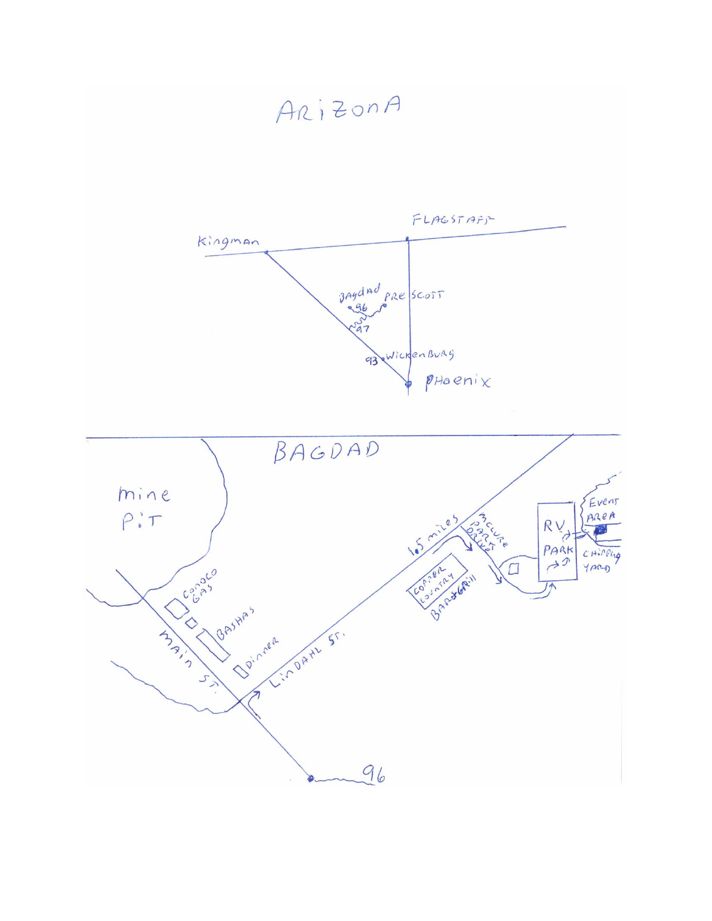# ARIZONA

Kingman

FLAGSTAFF

BAGDAD

96

PRESCOTT

97

93

WICKENBURG

PHOENIX

## BAGDAD

mine PIT

CONOCO GAS

BASHAS

DINNER

MAIN ST.

LINDAHL ST.

1.5 miles

COPPER COUNTRY BAR & GRILL

McCLURE PARK DRIVE

RV PARK

Event AREA

CHIPPING YARD

96